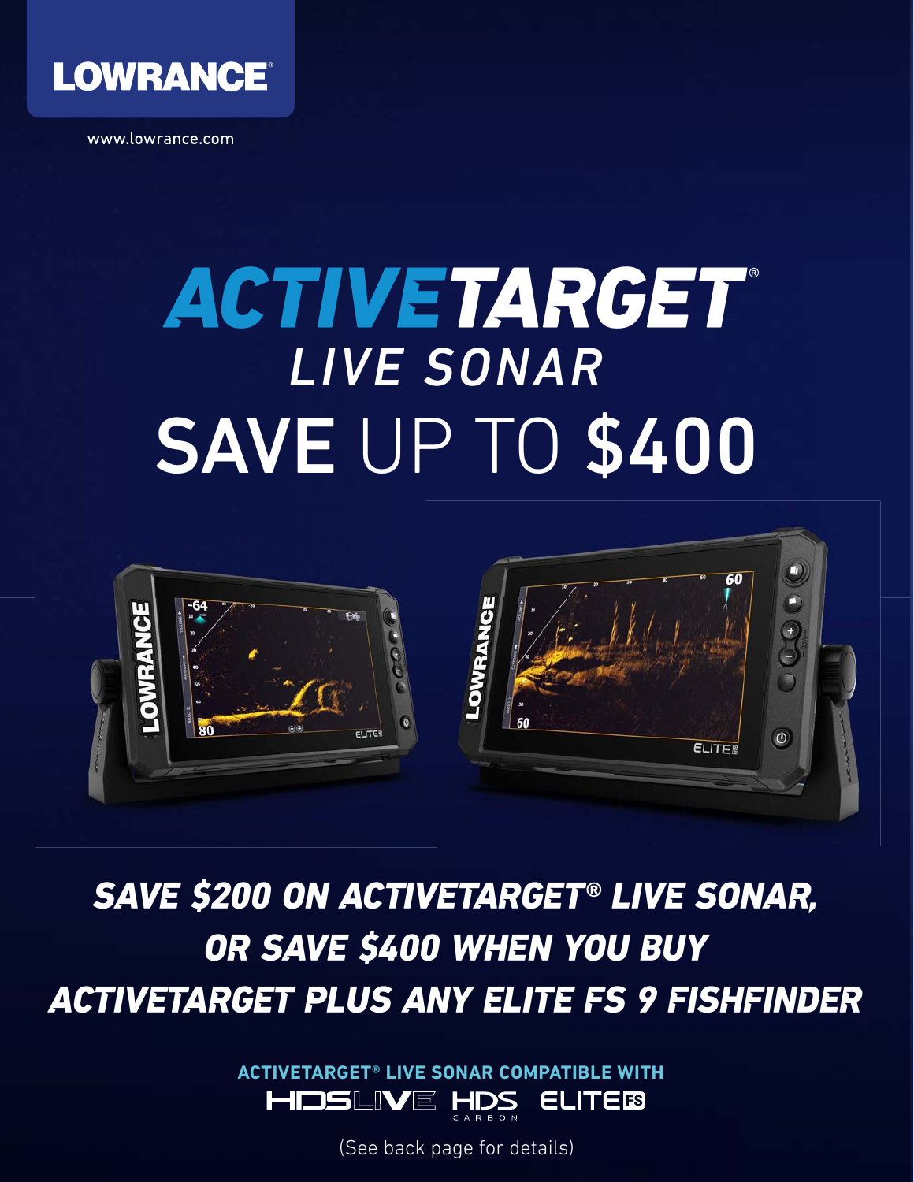LOWRANCE

www.lowrance.com

# ACTIVETARGET®

## LIVE SONAR

# SAVE UP TO $400

***SAVE $200 ON ACTIVETARGET® LIVE SONAR, OR SAVE $400 WHEN YOU BUY ACTIVETARGET PLUS ANY ELITE FS 9 FISHFINDER***

**ACTIVETARGET® LIVE SONAR COMPATIBLE WITH**

HDS LIVE HDS CARBON ELITE FS

(See back page for details)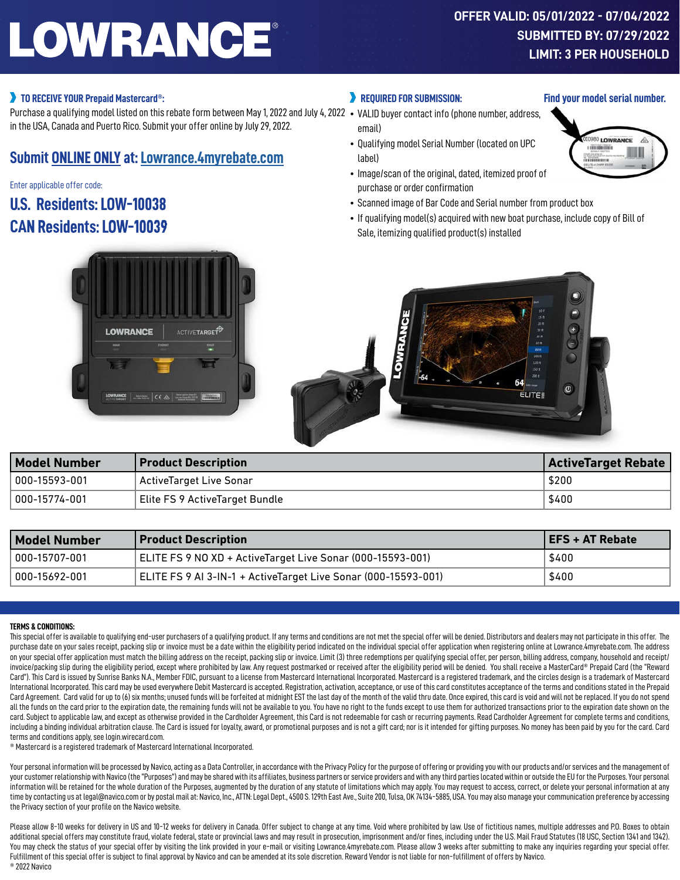# LOWRANCE®

**OFFER VALID: 05/01/2022 - 07/04/2022**
**SUBMITTED BY: 07/29/2022**
**LIMIT: 3 PER HOUSEHOLD**

### TO RECEIVE YOUR Prepaid Mastercard®:

Purchase a qualifying model listed on this rebate form between May 1, 2022 and July 4, 2022 in the USA, Canada and Puerto Rico. Submit your offer online by July 29, 2022.

## Submit ONLINE ONLY at: Lowrance.4myrebate.com

Enter applicable offer code:

## U.S. Residents: LOW-10038
## CAN Residents: LOW-10039

### REQUIRED FOR SUBMISSION:

**Find your model serial number.**

- VALID buyer contact info (phone number, address, email)
- Qualifying model Serial Number (located on UPC label)
- Image/scan of the original, dated, itemized proof of purchase or order confirmation
- Scanned image of Bar Code and Serial number from product box
- If qualifying model(s) acquired with new boat purchase, include copy of Bill of Sale, itemizing qualified product(s) installed

| Model Number | Product Description | ActiveTarget Rebate |
|---|---|---|
| 000-15593-001 | ActiveTarget Live Sonar | $200 |
| 000-15774-001 | Elite FS 9 ActiveTarget Bundle | $400 |

| Model Number | Product Description | EFS + AT Rebate |
|---|---|---|
| 000-15707-001 | ELITE FS 9 NO XD + ActiveTarget Live Sonar (000-15593-001) | $400 |
| 000-15692-001 | ELITE FS 9 AI 3-IN-1 + ActiveTarget Live Sonar (000-15593-001) | $400 |

**TERMS & CONDITIONS:**

This special offer is available to qualifying end-user purchasers of a qualifying product. If any terms and conditions are not met the special offer will be denied. Distributors and dealers may not participate in this offer. The purchase date on your sales receipt, packing slip or invoice must be a date within the eligibility period indicated on the individual special offer application when registering online at Lowrance.4myrebate.com. The address on your special offer application must match the billing address on the receipt, packing slip or invoice. Limit (3) three redemptions per qualifying special offer, per person, billing address, company, household and receipt/invoice/packing slip during the eligibility period, except where prohibited by law. Any request postmarked or received after the eligibility period will be denied. You shall receive a MasterCard® Prepaid Card (the "Reward Card"). This Card is issued by Sunrise Banks N.A., Member FDIC, pursuant to a license from Mastercard International Incorporated. Mastercard is a registered trademark, and the circles design is a trademark of Mastercard International Incorporated. This card may be used everywhere Debit Mastercard is accepted. Registration, activation, acceptance, or use of this card constitutes acceptance of the terms and conditions stated in the Prepaid Card Agreement. Card valid for up to (6) six months; unused funds will be forfeited at midnight EST the last day of the month of the valid thru date. Once expired, this card is void and will not be replaced. If you do not spend all the funds on the card prior to the expiration date, the remaining funds will not be available to you. You have no right to the funds except to use them for authorized transactions prior to the expiration date shown on the card. Subject to applicable law, and except as otherwise provided in the Cardholder Agreement, this Card is not redeemable for cash or recurring payments. Read Cardholder Agreement for complete terms and conditions, including a binding individual arbitration clause. The Card is issued for loyalty, award, or promotional purposes and is not a gift card; nor is it intended for gifting purposes. No money has been paid by you for the card. Card terms and conditions apply, see login.wirecard.com.

® Mastercard is a registered trademark of Mastercard International Incorporated.

Your personal information will be processed by Navico, acting as a Data Controller, in accordance with the Privacy Policy for the purpose of offering or providing you with our products and/or services and the management of your customer relationship with Navico (the "Purposes") and may be shared with its affiliates, business partners or service providers and with any third parties located within or outside the EU for the Purposes. Your personal information will be retained for the whole duration of the Purposes, augmented by the duration of any statute of limitations which may apply. You may request to access, correct, or delete your personal information at any time by contacting us at legal@navico.com or by postal mail at: Navico, Inc., ATTN: Legal Dept., 4500 S. 129th East Ave., Suite 200, Tulsa, OK 74134-5885, USA. You may also manage your communication preference by accessing the Privacy section of your profile on the Navico website.

Please allow 8-10 weeks for delivery in US and 10-12 weeks for delivery in Canada. Offer subject to change at any time. Void where prohibited by law. Use of fictitious names, multiple addresses and P.O. Boxes to obtain additional special offers may constitute fraud, violate federal, state or provincial laws and may result in prosecution, imprisonment and/or fines, including under the U.S. Mail Fraud Statutes (18 USC, Section 1341 and 1342). You may check the status of your special offer by visiting the link provided in your e-mail or visiting Lowrance.4myrebate.com. Please allow 3 weeks after submitting to make any inquiries regarding your special offer. Fulfillment of this special offer is subject to final approval by Navico and can be amended at its sole discretion. Reward Vendor is not liable for non-fulfillment of offers by Navico.

© 2022 Navico